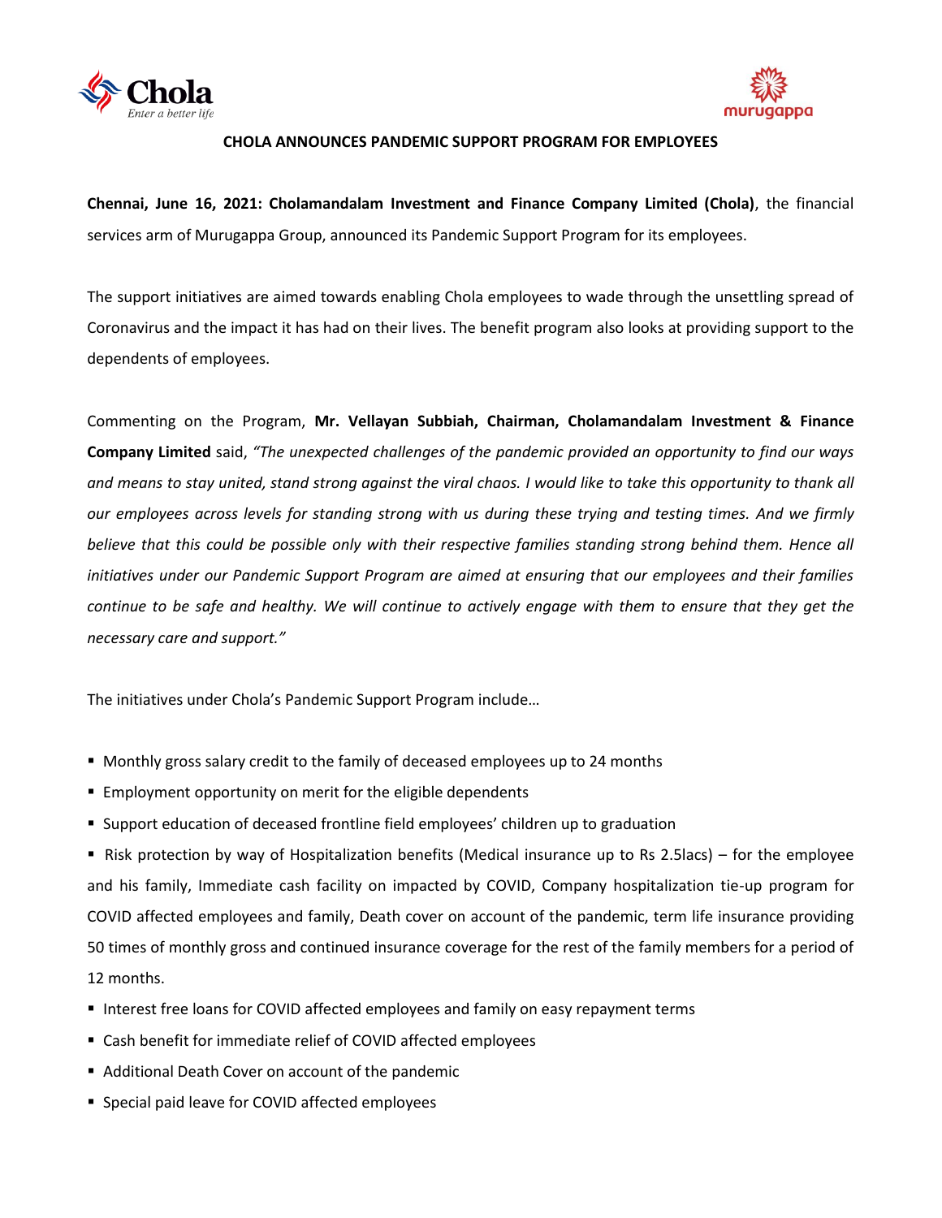# CHOLA ANNOUNCES PANDEMIC SUPPORT PROGRAM FOR EMPLOYEES

**Chennai, June 16, 2021: Cholamandalam Investment and Finance Company Limited (Chola)**, the financial services arm of Murugappa Group, announced its Pandemic Support Program for its employees.

The support initiatives are aimed towards enabling Chola employees to wade through the unsettling spread of Coronavirus and the impact it has had on their lives. The benefit program also looks at providing support to the dependents of employees.

Commenting on the Program, **Mr. Vellayan Subbiah, Chairman, Cholamandalam Investment & Finance Company Limited** said, *"The unexpected challenges of the pandemic provided an opportunity to find our ways and means to stay united, stand strong against the viral chaos. I would like to take this opportunity to thank all our employees across levels for standing strong with us during these trying and testing times. And we firmly believe that this could be possible only with their respective families standing strong behind them. Hence all initiatives under our Pandemic Support Program are aimed at ensuring that our employees and their families continue to be safe and healthy. We will continue to actively engage with them to ensure that they get the necessary care and support."*

The initiatives under Chola's Pandemic Support Program include…

- Monthly gross salary credit to the family of deceased employees up to 24 months
- Employment opportunity on merit for the eligible dependents
- Support education of deceased frontline field employees' children up to graduation
- Risk protection by way of Hospitalization benefits (Medical insurance up to Rs 2.5lacs) – for the employee and his family, Immediate cash facility on impacted by COVID, Company hospitalization tie-up program for COVID affected employees and family, Death cover on account of the pandemic, term life insurance providing 50 times of monthly gross and continued insurance coverage for the rest of the family members for a period of 12 months.
- Interest free loans for COVID affected employees and family on easy repayment terms
- Cash benefit for immediate relief of COVID affected employees
- Additional Death Cover on account of the pandemic
- Special paid leave for COVID affected employees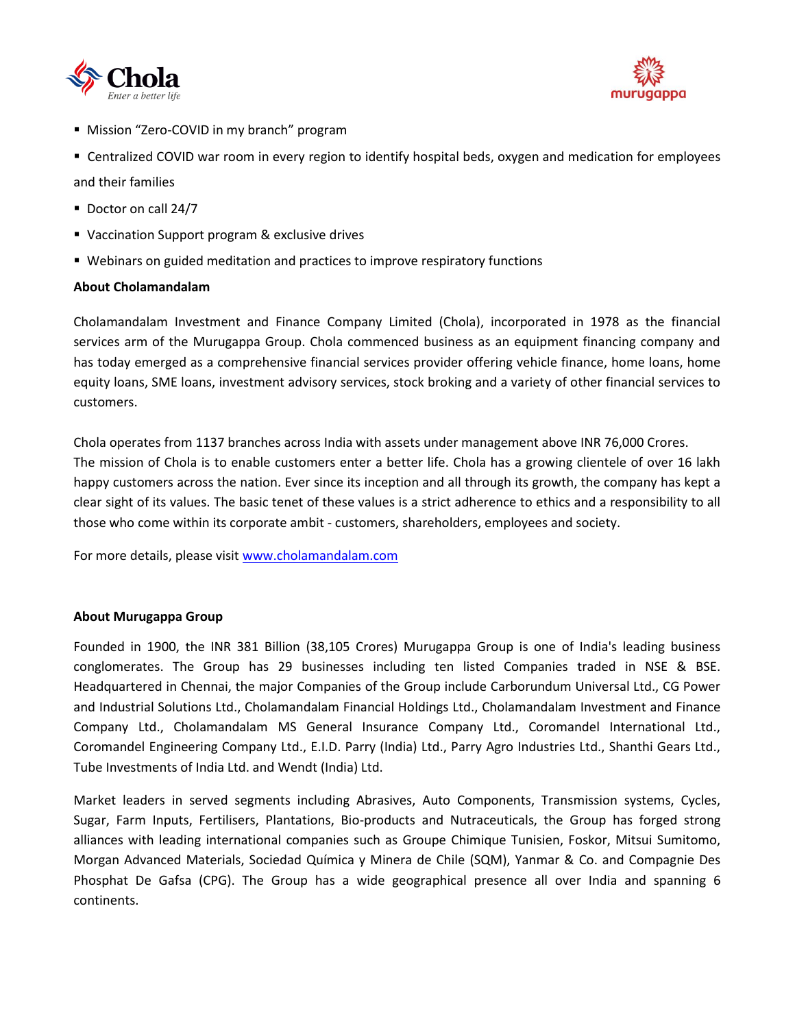- Mission "Zero-COVID in my branch" program
- Centralized COVID war room in every region to identify hospital beds, oxygen and medication for employees and their families
- Doctor on call 24/7
- Vaccination Support program & exclusive drives
- Webinars on guided meditation and practices to improve respiratory functions

**About Cholamandalam**

Cholamandalam Investment and Finance Company Limited (Chola), incorporated in 1978 as the financial services arm of the Murugappa Group. Chola commenced business as an equipment financing company and has today emerged as a comprehensive financial services provider offering vehicle finance, home loans, home equity loans, SME loans, investment advisory services, stock broking and a variety of other financial services to customers.

Chola operates from 1137 branches across India with assets under management above INR 76,000 Crores. The mission of Chola is to enable customers enter a better life. Chola has a growing clientele of over 16 lakh happy customers across the nation. Ever since its inception and all through its growth, the company has kept a clear sight of its values. The basic tenet of these values is a strict adherence to ethics and a responsibility to all those who come within its corporate ambit - customers, shareholders, employees and society.

For more details, please visit [www.cholamandalam.com](www.cholamandalam.com)

**About Murugappa Group**

Founded in 1900, the INR 381 Billion (38,105 Crores) Murugappa Group is one of India's leading business conglomerates. The Group has 29 businesses including ten listed Companies traded in NSE & BSE. Headquartered in Chennai, the major Companies of the Group include Carborundum Universal Ltd., CG Power and Industrial Solutions Ltd., Cholamandalam Financial Holdings Ltd., Cholamandalam Investment and Finance Company Ltd., Cholamandalam MS General Insurance Company Ltd., Coromandel International Ltd., Coromandel Engineering Company Ltd., E.I.D. Parry (India) Ltd., Parry Agro Industries Ltd., Shanthi Gears Ltd., Tube Investments of India Ltd. and Wendt (India) Ltd.

Market leaders in served segments including Abrasives, Auto Components, Transmission systems, Cycles, Sugar, Farm Inputs, Fertilisers, Plantations, Bio-products and Nutraceuticals, the Group has forged strong alliances with leading international companies such as Groupe Chimique Tunisien, Foskor, Mitsui Sumitomo, Morgan Advanced Materials, Sociedad Química y Minera de Chile (SQM), Yanmar & Co. and Compagnie Des Phosphat De Gafsa (CPG). The Group has a wide geographical presence all over India and spanning 6 continents.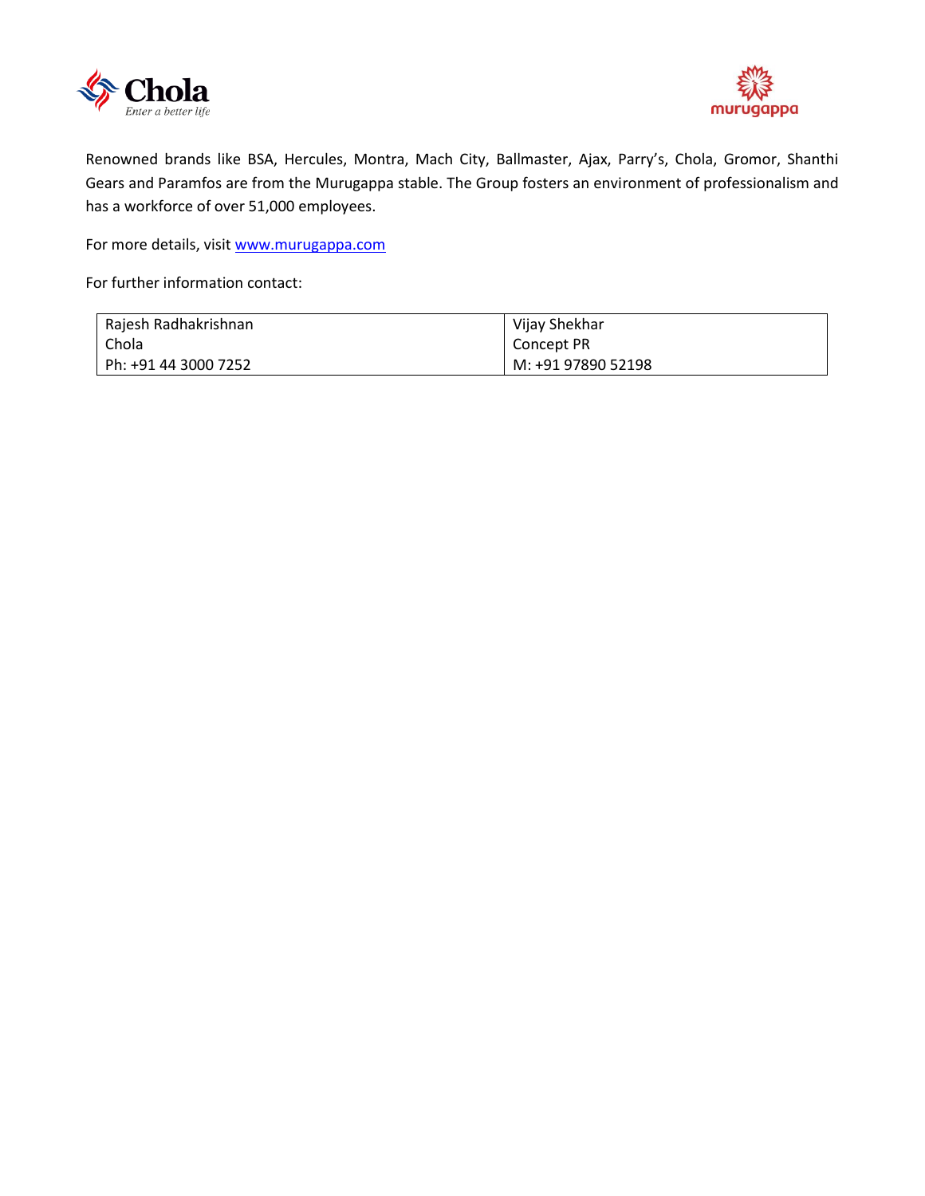Renowned brands like BSA, Hercules, Montra, Mach City, Ballmaster, Ajax, Parry's, Chola, Gromor, Shanthi Gears and Paramfos are from the Murugappa stable. The Group fosters an environment of professionalism and has a workforce of over 51,000 employees.

For more details, visit [www.murugappa.com](http://www.murugappa.com)

For further information contact:

| | |
|---|---|
| Rajesh Radhakrishnan<br>Chola<br>Ph: +91 44 3000 7252 | Vijay Shekhar<br>Concept PR<br>M: +91 97890 52198 |